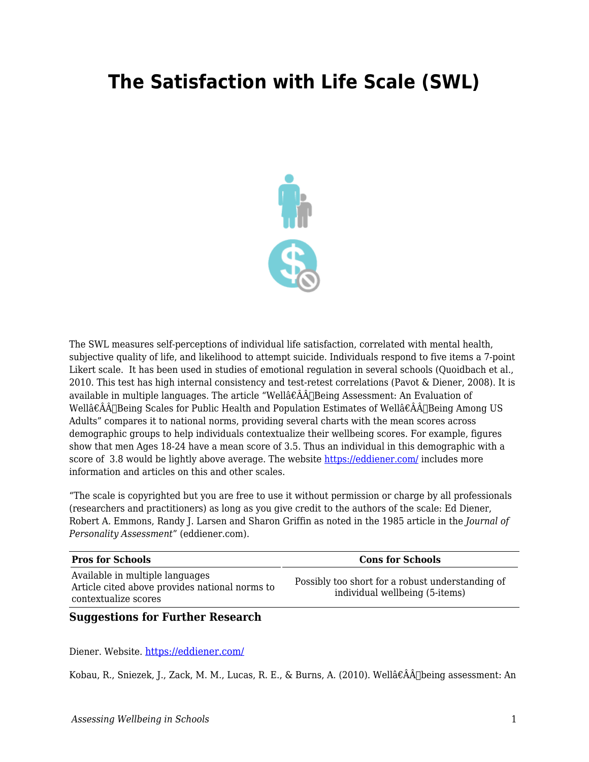# The Satisfaction with Life Scale (SWL)

The SWL measures self-perceptions of individual life satisfaction, correlated with mental health, subjective quality of life, and likelihood to attempt suicide. Individuals respond to five items a 7-point Likert scale. It has been used in studies of emotional regulation in several schools (Quoidbach et al., 2010. This test has high internal consistency and test-retest correlations (Pavot & Diener, 2008). It is available in multiple languages. The article "Wellâ€Â­Being Assessment: An Evaluation of Wellâ€Â­Being Scales for Public Health and Population Estimates of Wellâ€Â­Being Among US Adults" compares it to national norms, providing several charts with the mean scores across demographic groups to help individuals contextualize their wellbeing scores. For example, figures show that men Ages 18-24 have a mean score of 3.5. Thus an individual in this demographic with a score of 3.8 would be lightly above average. The website https://eddiener.com/ includes more information and articles on this and other scales.

"The scale is copyrighted but you are free to use it without permission or charge by all professionals (researchers and practitioners) as long as you give credit to the authors of the scale: Ed Diener, Robert A. Emmons, Randy J. Larsen and Sharon Griffin as noted in the 1985 article in the *Journal of Personality Assessment*" (eddiener.com).

| Pros for Schools | Cons for Schools |
| --- | --- |
| Available in multiple languages<br>Article cited above provides national norms to contextualize scores | Possibly too short for a robust understanding of individual wellbeing (5-items) |

### Suggestions for Further Research

Diener. Website. https://eddiener.com/

Kobau, R., Sniezek, J., Zack, M. M., Lucas, R. E., & Burns, A. (2010). Wellâ€Â­being assessment: An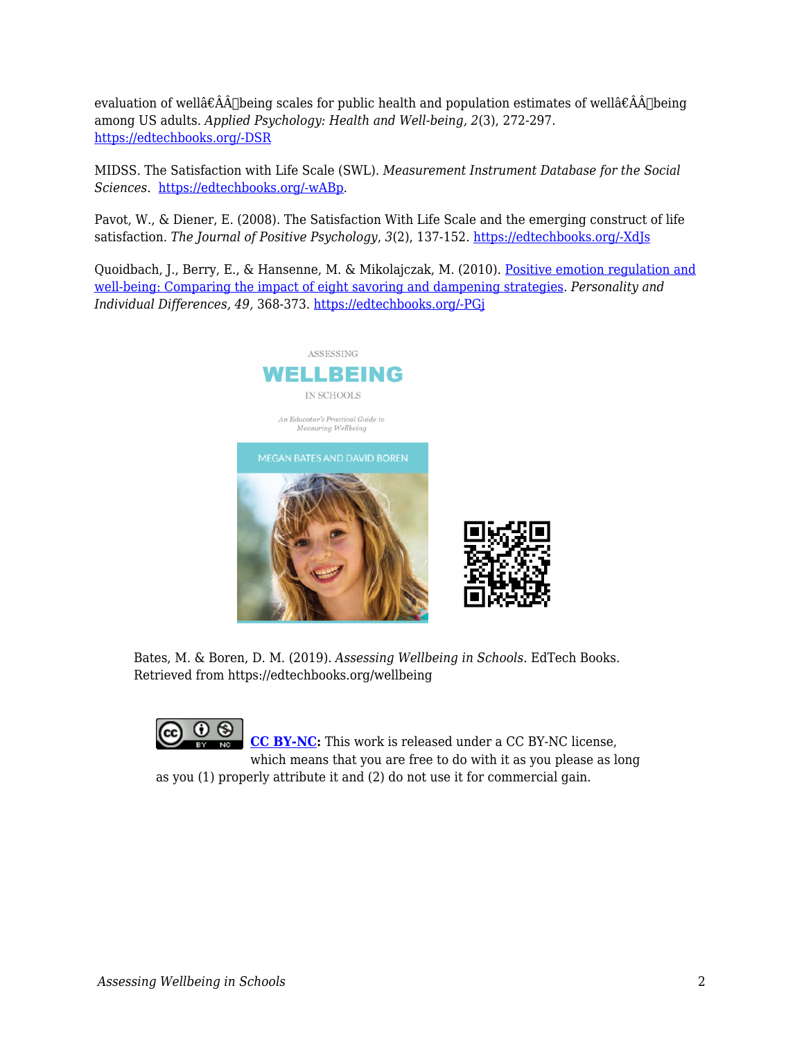evaluation of wellâ€Â­being scales for public health and population estimates of wellâ€Â­being among US adults. *Applied Psychology: Health and Well-being, 2*(3), 272-297. https://edtechbooks.org/-DSR

MIDSS. The Satisfaction with Life Scale (SWL). *Measurement Instrument Database for the Social Sciences*. https://edtechbooks.org/-wABp.

Pavot, W., & Diener, E. (2008). The Satisfaction With Life Scale and the emerging construct of life satisfaction. *The Journal of Positive Psychology, 3*(2), 137-152. https://edtechbooks.org/-XdJs

Quoidbach, J., Berry, E., & Hansenne, M. & Mikolajczak, M. (2010). Positive emotion regulation and well-being: Comparing the impact of eight savoring and dampening strategies. *Personality and Individual Differences, 49*, 368-373. https://edtechbooks.org/-PGj

Bates, M. & Boren, D. M. (2019). *Assessing Wellbeing in Schools*. EdTech Books. Retrieved from https://edtechbooks.org/wellbeing

**CC BY-NC:** This work is released under a CC BY-NC license, which means that you are free to do with it as you please as long as you (1) properly attribute it and (2) do not use it for commercial gain.